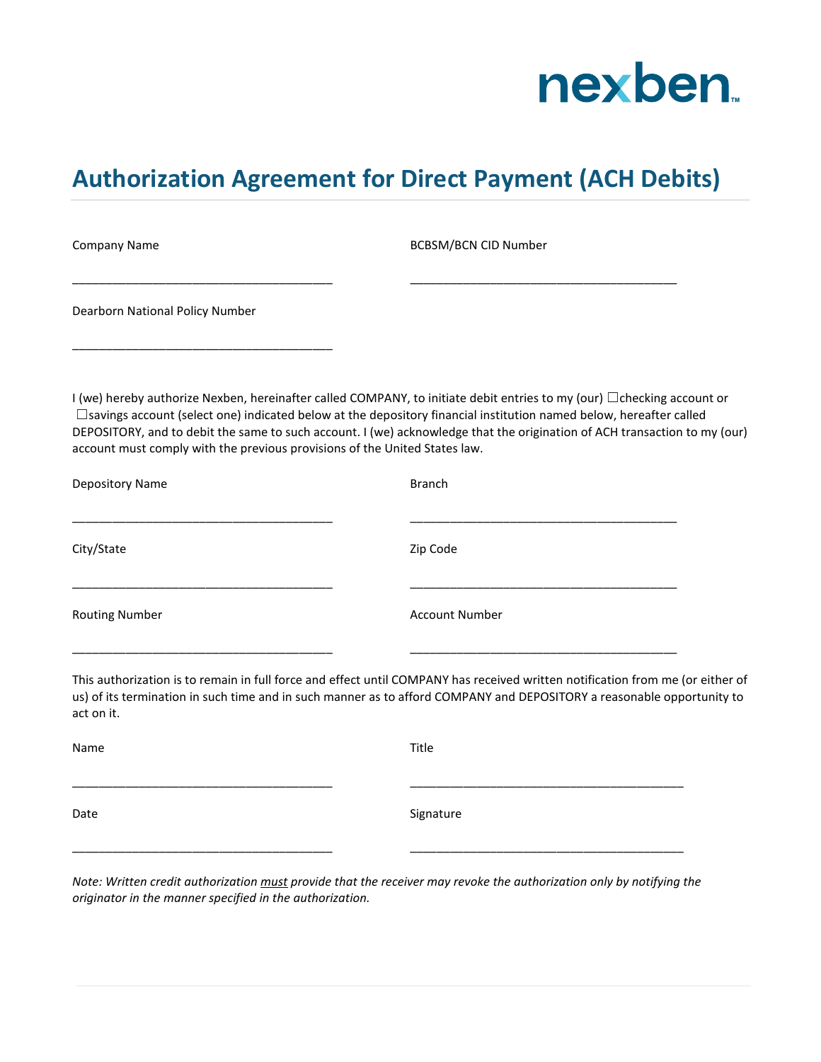nexben

# Authorization Agreement for Direct Payment (ACH Debits)

Company Name

_______________________________________

BCBSM/BCN CID Number

_______________________________________

Dearborn National Policy Number

_______________________________________

I (we) hereby authorize Nexben, hereinafter called COMPANY, to initiate debit entries to my (our) ☐checking account or ☐savings account (select one) indicated below at the depository financial institution named below, hereafter called DEPOSITORY, and to debit the same to such account. I (we) acknowledge that the origination of ACH transaction to my (our) account must comply with the previous provisions of the United States law.

Depository Name

_______________________________________

Branch

_______________________________________

City/State

_______________________________________

Zip Code

_______________________________________

Routing Number

_______________________________________

Account Number

_______________________________________

This authorization is to remain in full force and effect until COMPANY has received written notification from me (or either of us) of its termination in such time and in such manner as to afford COMPANY and DEPOSITORY a reasonable opportunity to act on it.

Name

_______________________________________

Title

_______________________________________

Date

_______________________________________

Signature

_______________________________________

*Note: Written credit authorization <u>must</u> provide that the receiver may revoke the authorization only by notifying the originator in the manner specified in the authorization.*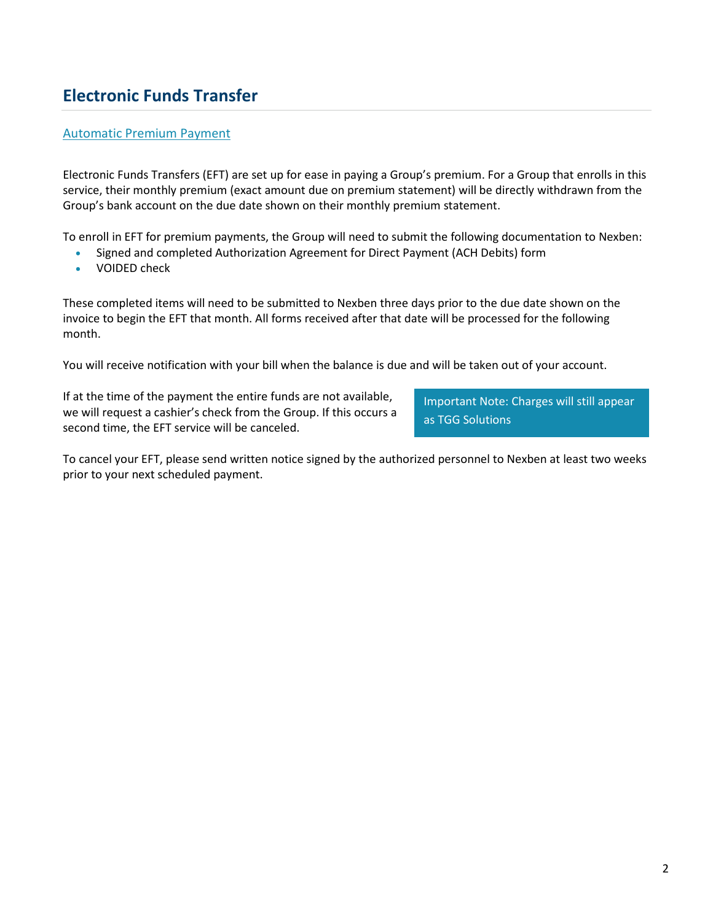# Electronic Funds Transfer

## Automatic Premium Payment

Electronic Funds Transfers (EFT) are set up for ease in paying a Group's premium. For a Group that enrolls in this service, their monthly premium (exact amount due on premium statement) will be directly withdrawn from the Group's bank account on the due date shown on their monthly premium statement.

To enroll in EFT for premium payments, the Group will need to submit the following documentation to Nexben:

- Signed and completed Authorization Agreement for Direct Payment (ACH Debits) form
- VOIDED check

These completed items will need to be submitted to Nexben three days prior to the due date shown on the invoice to begin the EFT that month. All forms received after that date will be processed for the following month.

You will receive notification with your bill when the balance is due and will be taken out of your account.

If at the time of the payment the entire funds are not available, we will request a cashier's check from the Group. If this occurs a second time, the EFT service will be canceled.

> Important Note: Charges will still appear as TGG Solutions

To cancel your EFT, please send written notice signed by the authorized personnel to Nexben at least two weeks prior to your next scheduled payment.